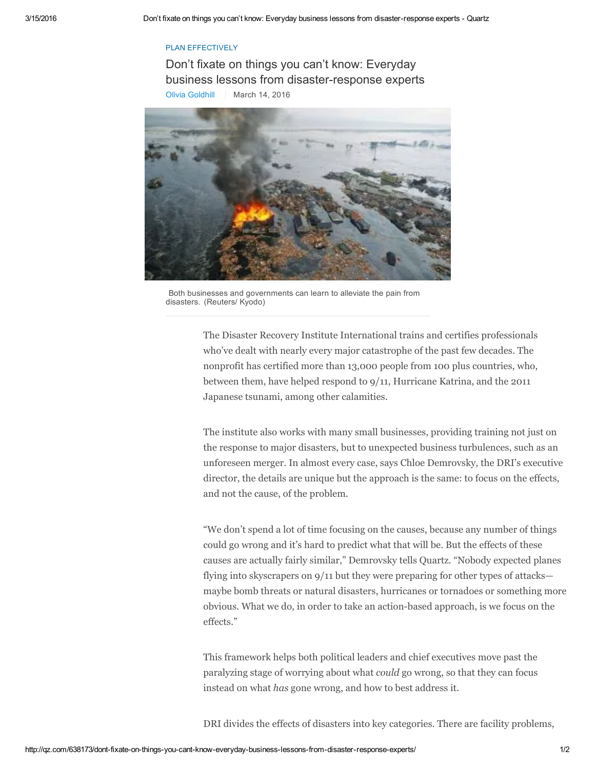PLAN EFFECTIVELY

# Don't fixate on things you can't know: Everyday business lessons from disaster-response experts

Olivia Goldhill | March 14, 2016

Both businesses and governments can learn to alleviate the pain from disasters. (Reuters/ Kyodo)

The Disaster Recovery Institute International trains and certifies professionals who've dealt with nearly every major catastrophe of the past few decades. The nonprofit has certified more than 13,000 people from 100 plus countries, who, between them, have helped respond to 9/11, Hurricane Katrina, and the 2011 Japanese tsunami, among other calamities.

The institute also works with many small businesses, providing training not just on the response to major disasters, but to unexpected business turbulences, such as an unforeseen merger. In almost every case, says Chloe Demrovsky, the DRI's executive director, the details are unique but the approach is the same: to focus on the effects, and not the cause, of the problem.

"We don't spend a lot of time focusing on the causes, because any number of things could go wrong and it's hard to predict what that will be. But the effects of these causes are actually fairly similar," Demrovsky tells Quartz. "Nobody expected planes flying into skyscrapers on 9/11 but they were preparing for other types of attacks—maybe bomb threats or natural disasters, hurricanes or tornadoes or something more obvious. What we do, in order to take an action-based approach, is we focus on the effects."

This framework helps both political leaders and chief executives move past the paralyzing stage of worrying about what *could* go wrong, so that they can focus instead on what *has* gone wrong, and how to best address it.

DRI divides the effects of disasters into key categories. There are facility problems,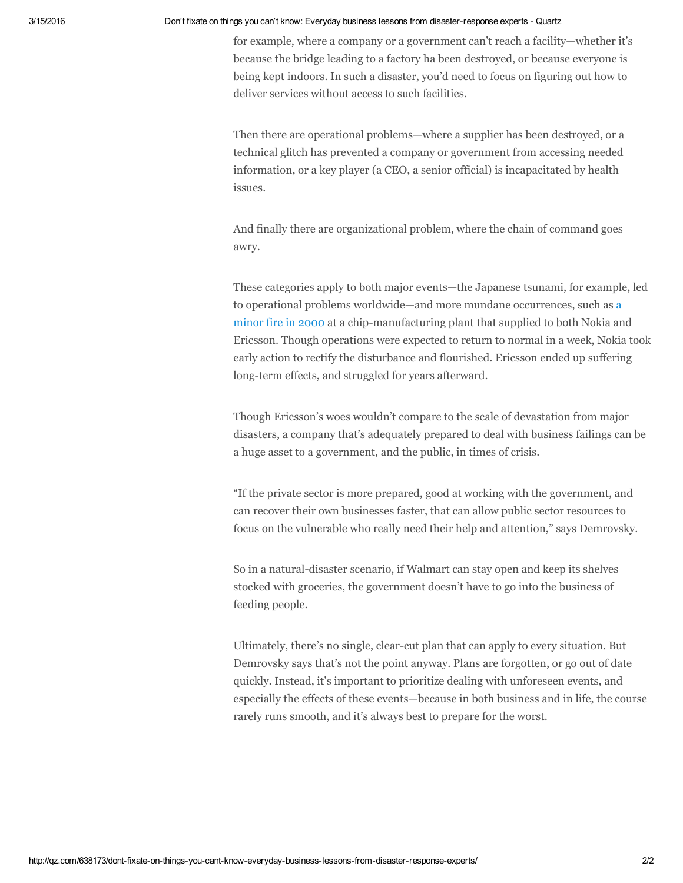for example, where a company or a government can't reach a facility—whether it's because the bridge leading to a factory ha been destroyed, or because everyone is being kept indoors. In such a disaster, you'd need to focus on figuring out how to deliver services without access to such facilities.

Then there are operational problems—where a supplier has been destroyed, or a technical glitch has prevented a company or government from accessing needed information, or a key player (a CEO, a senior official) is incapacitated by health issues.

And finally there are organizational problem, where the chain of command goes awry.

These categories apply to both major events—the Japanese tsunami, for example, led to operational problems worldwide—and more mundane occurrences, such as a minor fire in 2000 at a chip-manufacturing plant that supplied to both Nokia and Ericsson. Though operations were expected to return to normal in a week, Nokia took early action to rectify the disturbance and flourished. Ericsson ended up suffering long-term effects, and struggled for years afterward.

Though Ericsson's woes wouldn't compare to the scale of devastation from major disasters, a company that's adequately prepared to deal with business failings can be a huge asset to a government, and the public, in times of crisis.

"If the private sector is more prepared, good at working with the government, and can recover their own businesses faster, that can allow public sector resources to focus on the vulnerable who really need their help and attention," says Demrovsky.

So in a natural-disaster scenario, if Walmart can stay open and keep its shelves stocked with groceries, the government doesn't have to go into the business of feeding people.

Ultimately, there's no single, clear-cut plan that can apply to every situation. But Demrovsky says that's not the point anyway. Plans are forgotten, or go out of date quickly. Instead, it's important to prioritize dealing with unforeseen events, and especially the effects of these events—because in both business and in life, the course rarely runs smooth, and it's always best to prepare for the worst.